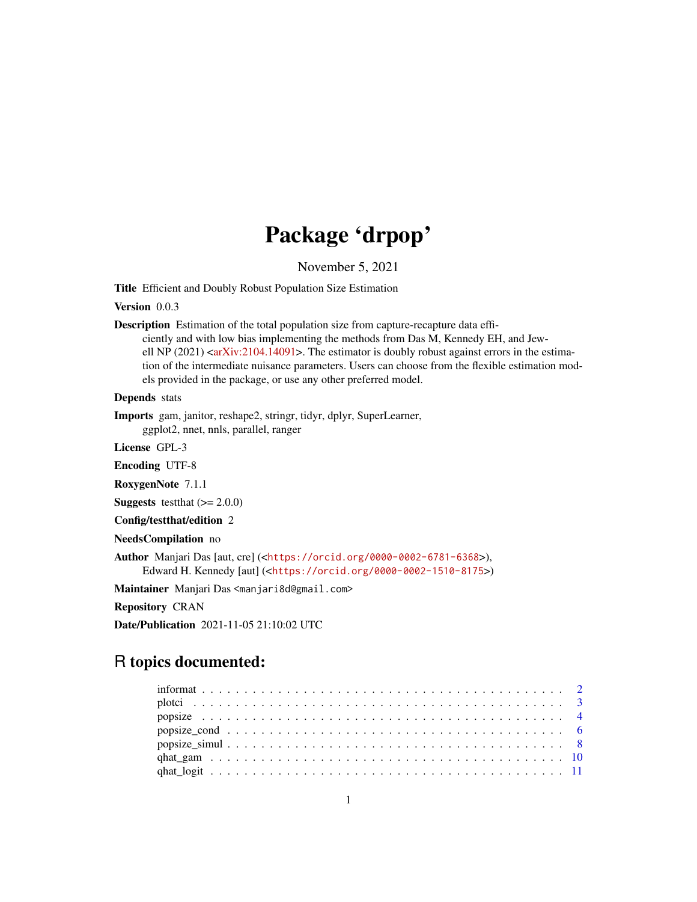# Package 'drpop'

November 5, 2021

**Title** Efficient and Doubly Robust Population Size Estimation

**Version** 0.0.3

**Description** Estimation of the total population size from capture-recapture data efficiently and with low bias implementing the methods from Das M, Kennedy EH, and Jewell NP (2021) <arXiv:2104.14091>. The estimator is doubly robust against errors in the estimation of the intermediate nuisance parameters. Users can choose from the flexible estimation models provided in the package, or use any other preferred model.

**Depends** stats

**Imports** gam, janitor, reshape2, stringr, tidyr, dplyr, SuperLearner, ggplot2, nnet, nnls, parallel, ranger

**License** GPL-3

**Encoding** UTF-8

**RoxygenNote** 7.1.1

**Suggests** testthat (>= 2.0.0)

**Config/testthat/edition** 2

**NeedsCompilation** no

**Author** Manjari Das [aut, cre] (<https://orcid.org/0000-0002-6781-6368>), Edward H. Kennedy [aut] (<https://orcid.org/0000-0002-1510-8175>)

**Maintainer** Manjari Das <manjari8d@gmail.com>

**Repository** CRAN

**Date/Publication** 2021-11-05 21:10:02 UTC

## R topics documented:

- informat . . . . . . . . . . . . . . . . . . . . . . . . . . . . . . . . . . . . . . . . . . 2
- plotci . . . . . . . . . . . . . . . . . . . . . . . . . . . . . . . . . . . . . . . . . . 3
- popsize . . . . . . . . . . . . . . . . . . . . . . . . . . . . . . . . . . . . . . . . . . 4
- popsize_cond . . . . . . . . . . . . . . . . . . . . . . . . . . . . . . . . . . . . . . . . . . 6
- popsize_simul . . . . . . . . . . . . . . . . . . . . . . . . . . . . . . . . . . . . . . . . . . 8
- qhat_gam . . . . . . . . . . . . . . . . . . . . . . . . . . . . . . . . . . . . . . . . . . 10
- qhat_logit . . . . . . . . . . . . . . . . . . . . . . . . . . . . . . . . . . . . . . . . . . 11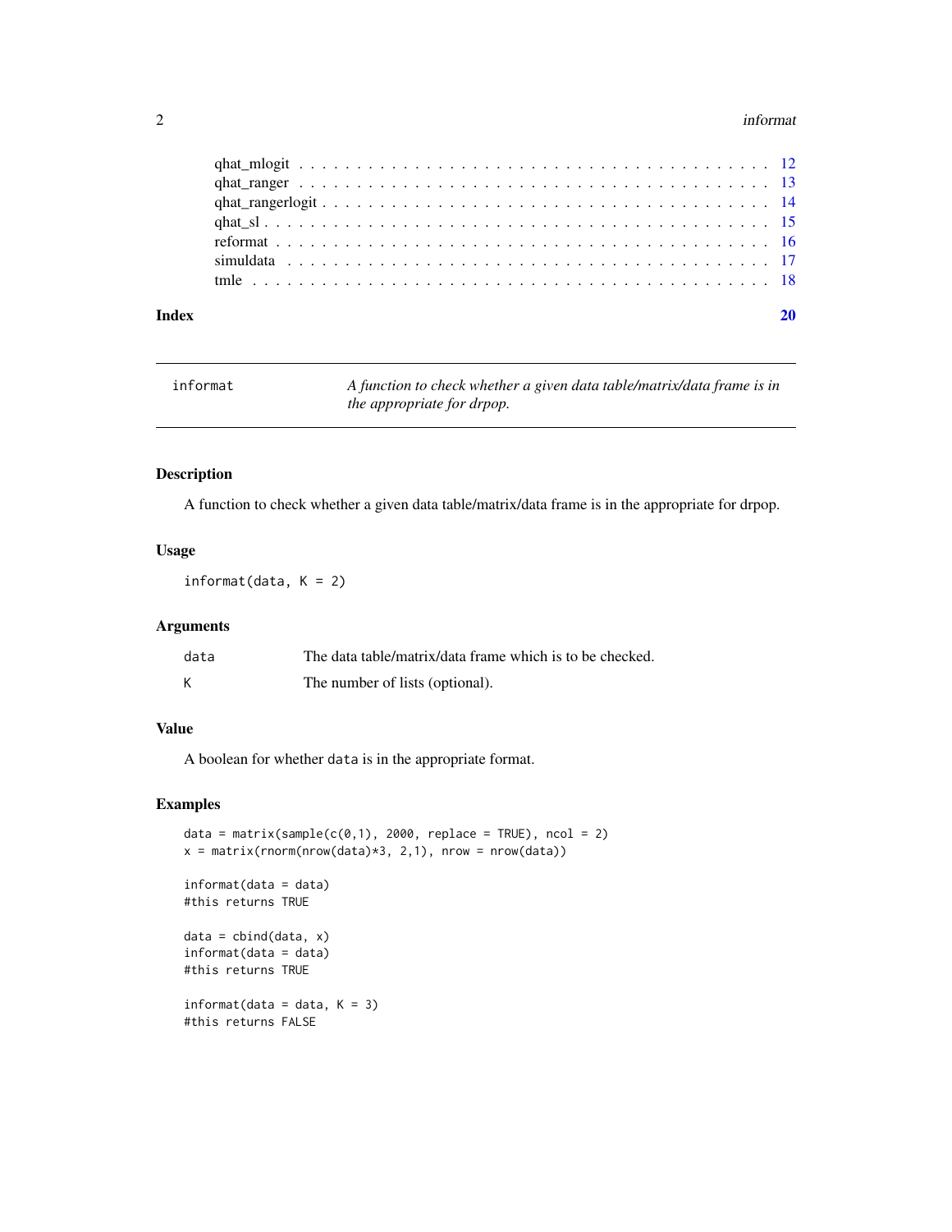qhat_mlogit . . . . . . . . . . . . . . . . . . . . . . . . . . . . . . . . . . . . . . . 12
qhat_ranger . . . . . . . . . . . . . . . . . . . . . . . . . . . . . . . . . . . . . . . 13
qhat_rangerlogit . . . . . . . . . . . . . . . . . . . . . . . . . . . . . . . . . . . . 14
qhat_sl . . . . . . . . . . . . . . . . . . . . . . . . . . . . . . . . . . . . . . . . . 15
reformat . . . . . . . . . . . . . . . . . . . . . . . . . . . . . . . . . . . . . . . . 16
simuldata . . . . . . . . . . . . . . . . . . . . . . . . . . . . . . . . . . . . . . . 17
tmle . . . . . . . . . . . . . . . . . . . . . . . . . . . . . . . . . . . . . . . . . . 18

**Index** **20**

---

`informat` *A function to check whether a given data table/matrix/data frame is in the appropriate for drpop.*

---

### Description

A function to check whether a given data table/matrix/data frame is in the appropriate for drpop.

### Usage

```
informat(data, K = 2)
```

### Arguments

| | |
|---|---|
| `data` | The data table/matrix/data frame which is to be checked. |
| `K` | The number of lists (optional). |

### Value

A boolean for whether `data` is in the appropriate format.

### Examples

```
data = matrix(sample(c(0,1), 2000, replace = TRUE), ncol = 2)
x = matrix(rnorm(nrow(data)*3, 2,1), nrow = nrow(data))

informat(data = data)
#this returns TRUE

data = cbind(data, x)
informat(data = data)
#this returns TRUE

informat(data = data, K = 3)
#this returns FALSE
```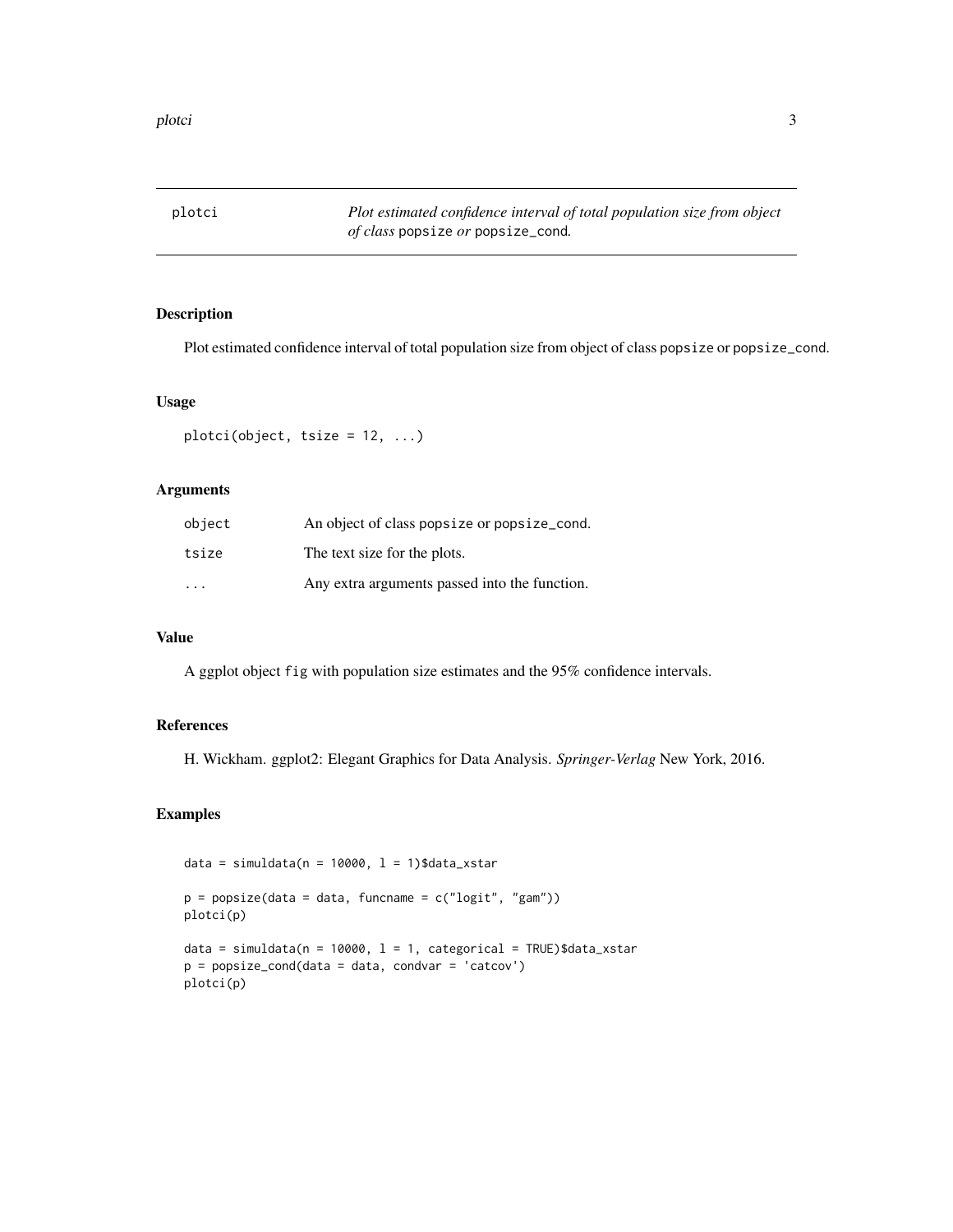# plotci — *Plot estimated confidence interval of total population size from object of class* `popsize` *or* `popsize_cond`.

## Description

Plot estimated confidence interval of total population size from object of class `popsize` or `popsize_cond`.

## Usage

```
plotci(object, tsize = 12, ...)
```

## Arguments

| | |
|---|---|
| `object` | An object of class `popsize` or `popsize_cond`. |
| `tsize` | The text size for the plots. |
| `...` | Any extra arguments passed into the function. |

## Value

A ggplot object `fig` with population size estimates and the 95% confidence intervals.

## References

H. Wickham. ggplot2: Elegant Graphics for Data Analysis. *Springer-Verlag* New York, 2016.

## Examples

```
data = simuldata(n = 10000, l = 1)$data_xstar

p = popsize(data = data, funcname = c("logit", "gam"))
plotci(p)

data = simuldata(n = 10000, l = 1, categorical = TRUE)$data_xstar
p = popsize_cond(data = data, condvar = 'catcov')
plotci(p)
```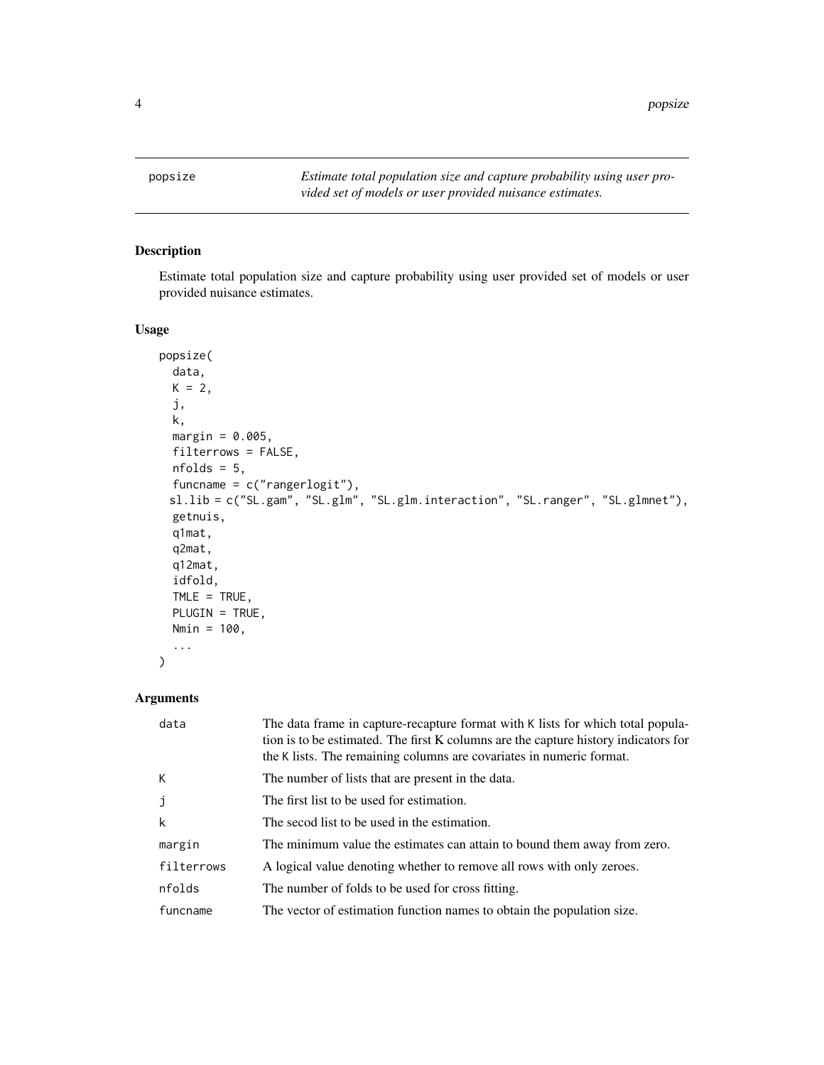**popsize** *Estimate total population size and capture probability using user provided set of models or user provided nuisance estimates.*

## Description

Estimate total population size and capture probability using user provided set of models or user provided nuisance estimates.

## Usage

```
popsize(
  data,
  K = 2,
  j,
  k,
  margin = 0.005,
  filterrows = FALSE,
  nfolds = 5,
  funcname = c("rangerlogit"),
  sl.lib = c("SL.gam", "SL.glm", "SL.glm.interaction", "SL.ranger", "SL.glmnet"),
  getnuis,
  q1mat,
  q2mat,
  q12mat,
  idfold,
  TMLE = TRUE,
  PLUGIN = TRUE,
  Nmin = 100,
  ...
)
```

## Arguments

| | |
|---|---|
| `data` | The data frame in capture-recapture format with `K` lists for which total population is to be estimated. The first K columns are the capture history indicators for the `K` lists. The remaining columns are covariates in numeric format. |
| `K` | The number of lists that are present in the data. |
| `j` | The first list to be used for estimation. |
| `k` | The secod list to be used in the estimation. |
| `margin` | The minimum value the estimates can attain to bound them away from zero. |
| `filterrows` | A logical value denoting whether to remove all rows with only zeroes. |
| `nfolds` | The number of folds to be used for cross fitting. |
| `funcname` | The vector of estimation function names to obtain the population size. |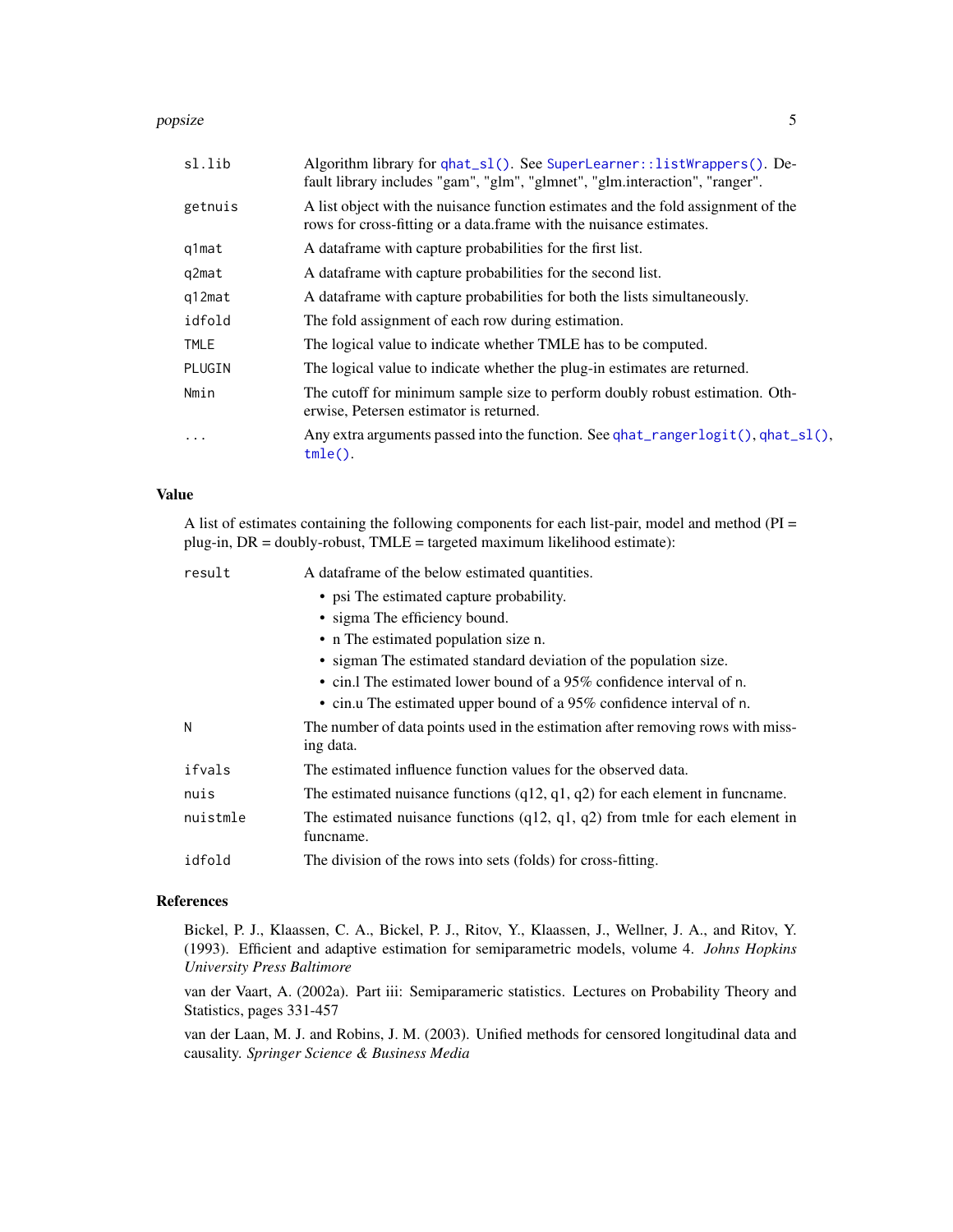| | |
|---|---|
| `sl.lib` | Algorithm library for `qhat_sl()`. See `SuperLearner::listWrappers()`. Default library includes "gam", "glm", "glmnet", "glm.interaction", "ranger". |
| `getnuis` | A list object with the nuisance function estimates and the fold assignment of the rows for cross-fitting or a data.frame with the nuisance estimates. |
| `q1mat` | A dataframe with capture probabilities for the first list. |
| `q2mat` | A dataframe with capture probabilities for the second list. |
| `q12mat` | A dataframe with capture probabilities for both the lists simultaneously. |
| `idfold` | The fold assignment of each row during estimation. |
| `TMLE` | The logical value to indicate whether TMLE has to be computed. |
| `PLUGIN` | The logical value to indicate whether the plug-in estimates are returned. |
| `Nmin` | The cutoff for minimum sample size to perform doubly robust estimation. Otherwise, Petersen estimator is returned. |
| `...` | Any extra arguments passed into the function. See `qhat_rangerlogit()`, `qhat_sl()`, `tmle()`. |

## Value

A list of estimates containing the following components for each list-pair, model and method (PI = plug-in, DR = doubly-robust, TMLE = targeted maximum likelihood estimate):

| | |
|---|---|
| `result` | A dataframe of the below estimated quantities.<br>• psi The estimated capture probability.<br>• sigma The efficiency bound.<br>• n The estimated population size n.<br>• sigman The estimated standard deviation of the population size.<br>• cin.l The estimated lower bound of a 95% confidence interval of n.<br>• cin.u The estimated upper bound of a 95% confidence interval of n. |
| `N` | The number of data points used in the estimation after removing rows with missing data. |
| `ifvals` | The estimated influence function values for the observed data. |
| `nuis` | The estimated nuisance functions (q12, q1, q2) for each element in funcname. |
| `nuistmle` | The estimated nuisance functions (q12, q1, q2) from tmle for each element in funcname. |
| `idfold` | The division of the rows into sets (folds) for cross-fitting. |

## References

Bickel, P. J., Klaassen, C. A., Bickel, P. J., Ritov, Y., Klaassen, J., Wellner, J. A., and Ritov, Y. (1993). Efficient and adaptive estimation for semiparametric models, volume 4. *Johns Hopkins University Press Baltimore*

van der Vaart, A. (2002a). Part iii: Semiparameric statistics. Lectures on Probability Theory and Statistics, pages 331-457

van der Laan, M. J. and Robins, J. M. (2003). Unified methods for censored longitudinal data and causality. *Springer Science & Business Media*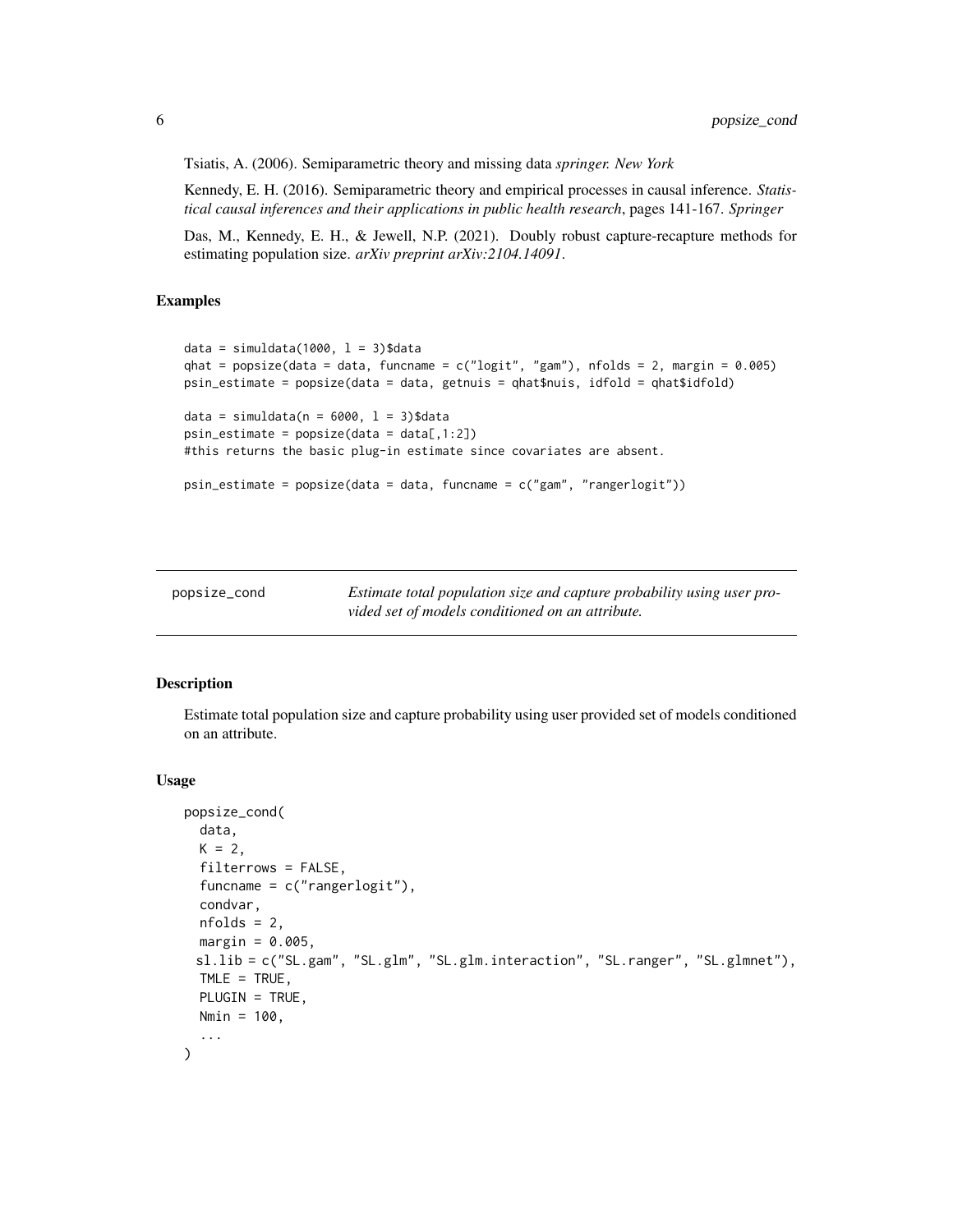Tsiatis, A. (2006). Semiparametric theory and missing data *springer. New York*

Kennedy, E. H. (2016). Semiparametric theory and empirical processes in causal inference. *Statistical causal inferences and their applications in public health research*, pages 141-167. *Springer*

Das, M., Kennedy, E. H., & Jewell, N.P. (2021). Doubly robust capture-recapture methods for estimating population size. *arXiv preprint arXiv:2104.14091*.

### Examples

```
data = simuldata(1000, l = 3)$data
qhat = popsize(data = data, funcname = c("logit", "gam"), nfolds = 2, margin = 0.005)
psin_estimate = popsize(data = data, getnuis = qhat$nuis, idfold = qhat$idfold)

data = simuldata(n = 6000, l = 3)$data
psin_estimate = popsize(data = data[,1:2])
#this returns the basic plug-in estimate since covariates are absent.

psin_estimate = popsize(data = data, funcname = c("gam", "rangerlogit"))
```

---

## popsize_cond

*Estimate total population size and capture probability using user provided set of models conditioned on an attribute.*

---

### Description

Estimate total population size and capture probability using user provided set of models conditioned on an attribute.

### Usage

```
popsize_cond(
  data,
  K = 2,
  filterrows = FALSE,
  funcname = c("rangerlogit"),
  condvar,
  nfolds = 2,
  margin = 0.005,
  sl.lib = c("SL.gam", "SL.glm", "SL.glm.interaction", "SL.ranger", "SL.glmnet"),
  TMLE = TRUE,
  PLUGIN = TRUE,
  Nmin = 100,
  ...
)
```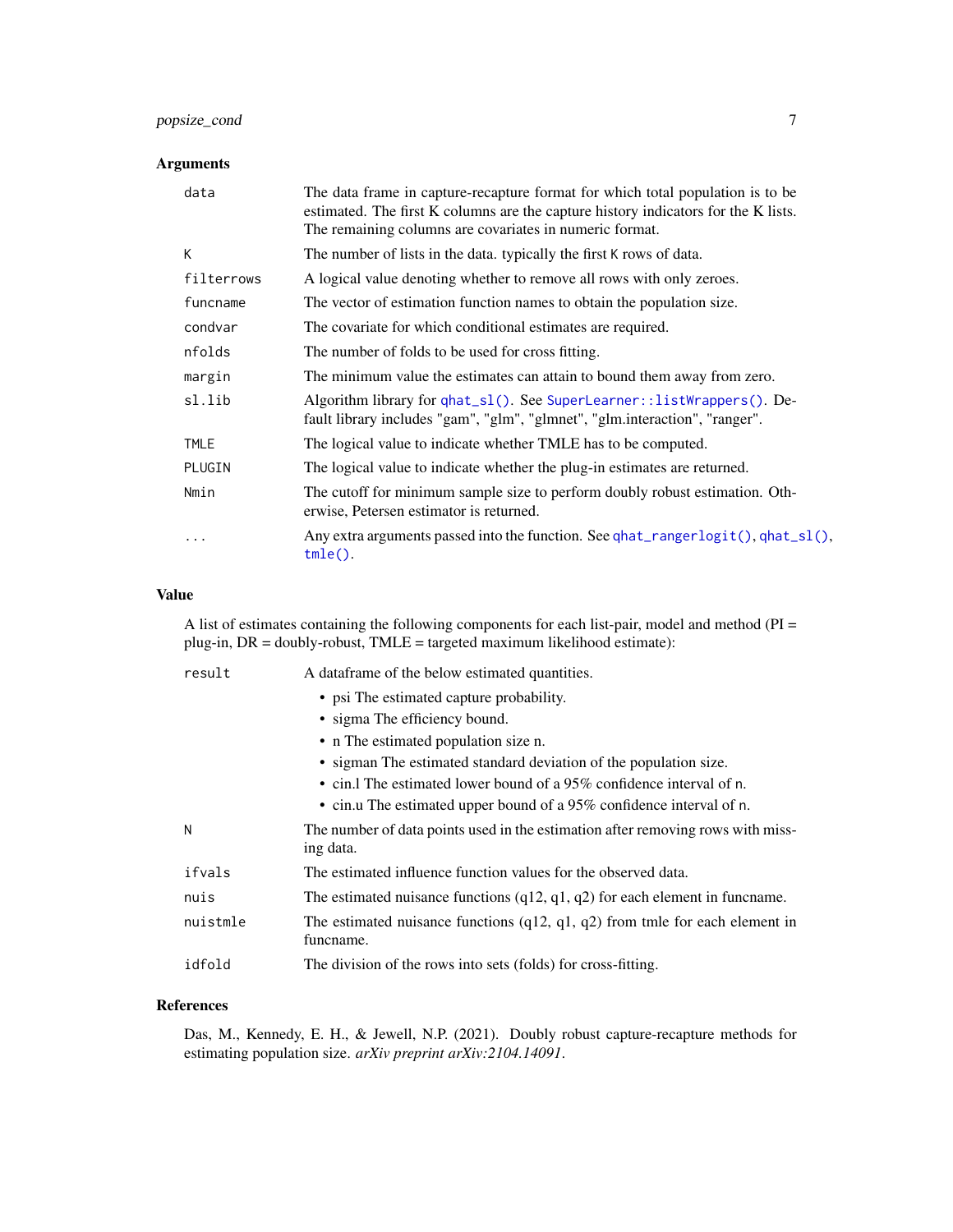### Arguments

| | |
|---|---|
| `data` | The data frame in capture-recapture format for which total population is to be estimated. The first K columns are the capture history indicators for the K lists. The remaining columns are covariates in numeric format. |
| `K` | The number of lists in the data. typically the first `K` rows of data. |
| `filterrows` | A logical value denoting whether to remove all rows with only zeroes. |
| `funcname` | The vector of estimation function names to obtain the population size. |
| `condvar` | The covariate for which conditional estimates are required. |
| `nfolds` | The number of folds to be used for cross fitting. |
| `margin` | The minimum value the estimates can attain to bound them away from zero. |
| `sl.lib` | Algorithm library for `qhat_sl()`. See `SuperLearner::listWrappers()`. Default library includes "gam", "glm", "glmnet", "glm.interaction", "ranger". |
| `TMLE` | The logical value to indicate whether TMLE has to be computed. |
| `PLUGIN` | The logical value to indicate whether the plug-in estimates are returned. |
| `Nmin` | The cutoff for minimum sample size to perform doubly robust estimation. Otherwise, Petersen estimator is returned. |
| `...` | Any extra arguments passed into the function. See `qhat_rangerlogit()`, `qhat_sl()`, `tmle()`. |

### Value

A list of estimates containing the following components for each list-pair, model and method (PI = plug-in, DR = doubly-robust, TMLE = targeted maximum likelihood estimate):

| | |
|---|---|
| `result` | A dataframe of the below estimated quantities.<br>• psi The estimated capture probability.<br>• sigma The efficiency bound.<br>• n The estimated population size n.<br>• sigman The estimated standard deviation of the population size.<br>• cin.l The estimated lower bound of a 95% confidence interval of n.<br>• cin.u The estimated upper bound of a 95% confidence interval of n. |
| `N` | The number of data points used in the estimation after removing rows with missing data. |
| `ifvals` | The estimated influence function values for the observed data. |
| `nuis` | The estimated nuisance functions (q12, q1, q2) for each element in funcname. |
| `nuistmle` | The estimated nuisance functions (q12, q1, q2) from tmle for each element in funcname. |
| `idfold` | The division of the rows into sets (folds) for cross-fitting. |

### References

Das, M., Kennedy, E. H., & Jewell, N.P. (2021). Doubly robust capture-recapture methods for estimating population size. *arXiv preprint arXiv:2104.14091*.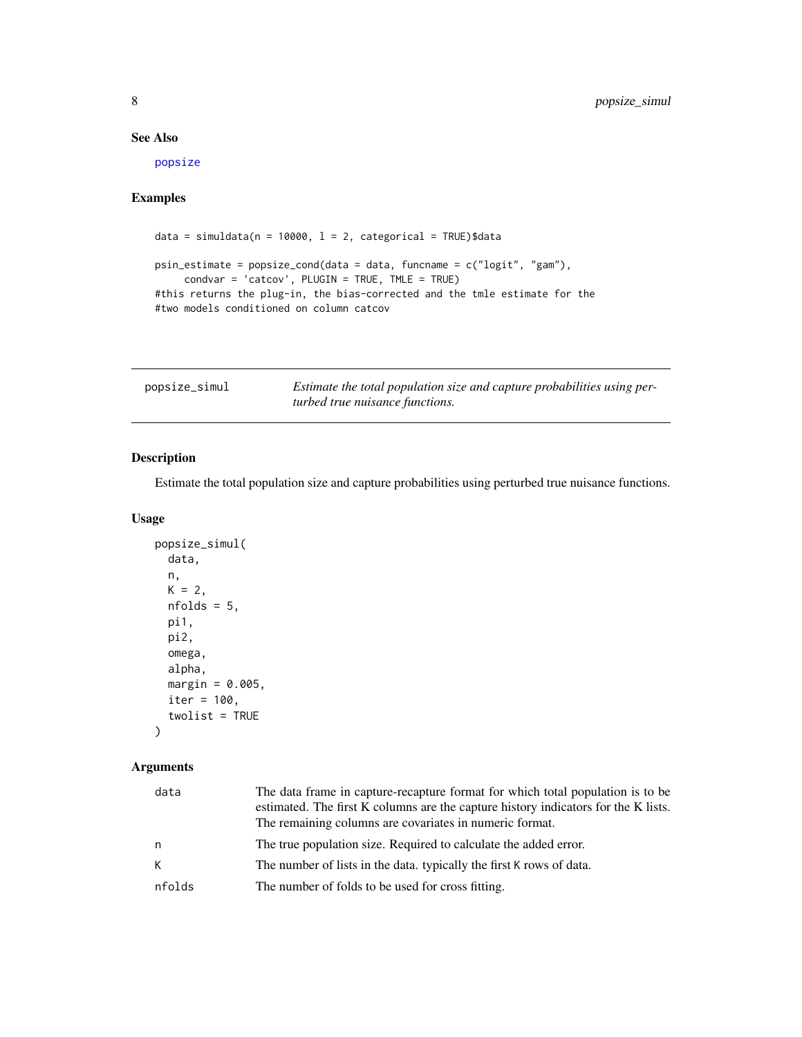## See Also

popsize

## Examples

```
data = simuldata(n = 10000, l = 2, categorical = TRUE)$data

psin_estimate = popsize_cond(data = data, funcname = c("logit", "gam"),
     condvar = 'catcov', PLUGIN = TRUE, TMLE = TRUE)
#this returns the plug-in, the bias-corrected and the tmle estimate for the
#two models conditioned on column catcov
```

---

# popsize_simul

*Estimate the total population size and capture probabilities using perturbed true nuisance functions.*

## Description

Estimate the total population size and capture probabilities using perturbed true nuisance functions.

## Usage

```
popsize_simul(
  data,
  n,
  K = 2,
  nfolds = 5,
  pi1,
  pi2,
  omega,
  alpha,
  margin = 0.005,
  iter = 100,
  twolist = TRUE
)
```

## Arguments

| | |
|---|---|
| data | The data frame in capture-recapture format for which total population is to be estimated. The first K columns are the capture history indicators for the K lists. The remaining columns are covariates in numeric format. |
| n | The true population size. Required to calculate the added error. |
| K | The number of lists in the data. typically the first K rows of data. |
| nfolds | The number of folds to be used for cross fitting. |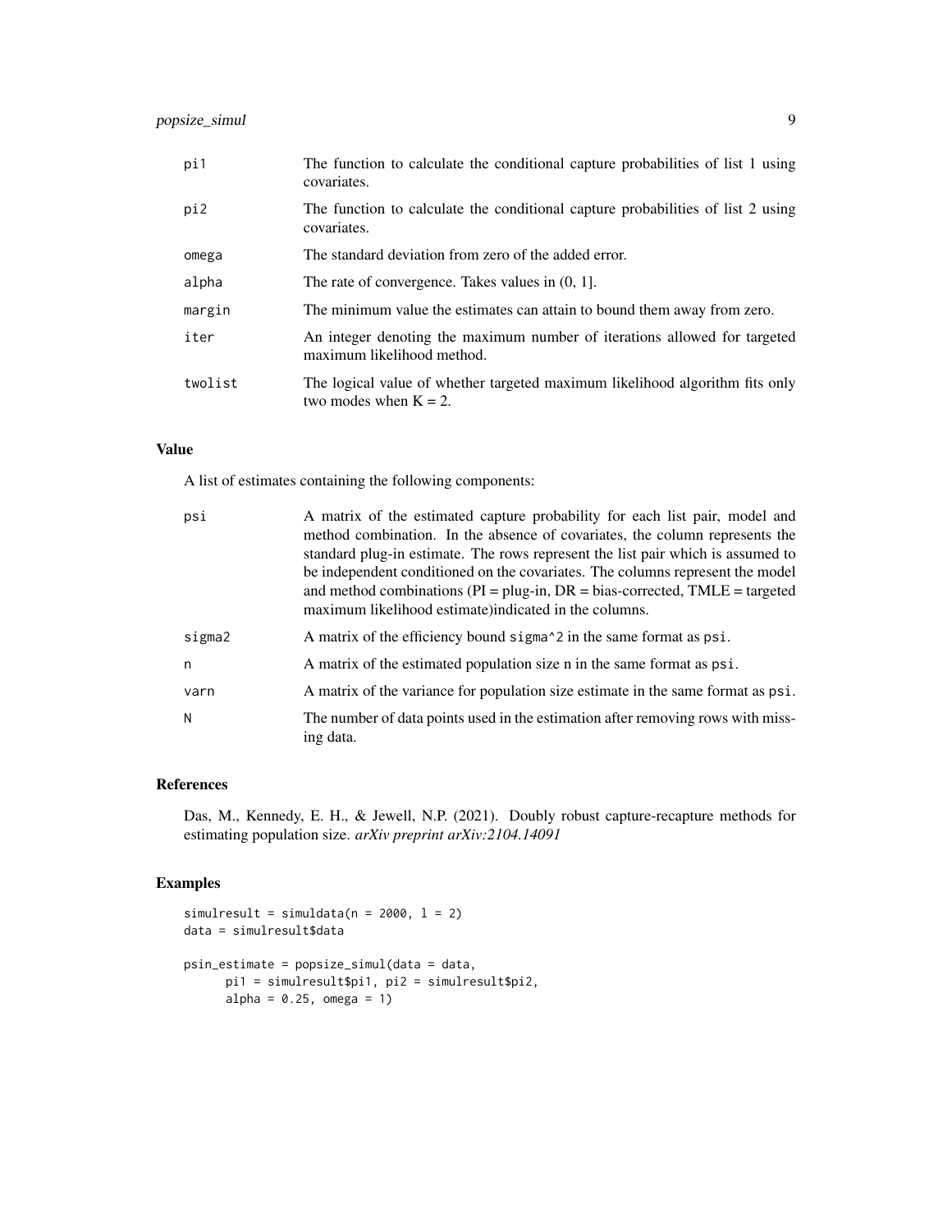| | |
|---|---|
| pi1 | The function to calculate the conditional capture probabilities of list 1 using covariates. |
| pi2 | The function to calculate the conditional capture probabilities of list 2 using covariates. |
| omega | The standard deviation from zero of the added error. |
| alpha | The rate of convergence. Takes values in (0, 1]. |
| margin | The minimum value the estimates can attain to bound them away from zero. |
| iter | An integer denoting the maximum number of iterations allowed for targeted maximum likelihood method. |
| twolist | The logical value of whether targeted maximum likelihood algorithm fits only two modes when K = 2. |

## Value

A list of estimates containing the following components:

| | |
|---|---|
| psi | A matrix of the estimated capture probability for each list pair, model and method combination. In the absence of covariates, the column represents the standard plug-in estimate. The rows represent the list pair which is assumed to be independent conditioned on the covariates. The columns represent the model and method combinations (PI = plug-in, DR = bias-corrected, TMLE = targeted maximum likelihood estimate)indicated in the columns. |
| sigma2 | A matrix of the efficiency bound sigma^2 in the same format as psi. |
| n | A matrix of the estimated population size n in the same format as psi. |
| varn | A matrix of the variance for population size estimate in the same format as psi. |
| N | The number of data points used in the estimation after removing rows with missing data. |

## References

Das, M., Kennedy, E. H., & Jewell, N.P. (2021). Doubly robust capture-recapture methods for estimating population size. *arXiv preprint arXiv:2104.14091*

## Examples

```
simulresult = simuldata(n = 2000, l = 2)
data = simulresult$data

psin_estimate = popsize_simul(data = data,
      pi1 = simulresult$pi1, pi2 = simulresult$pi2,
      alpha = 0.25, omega = 1)
```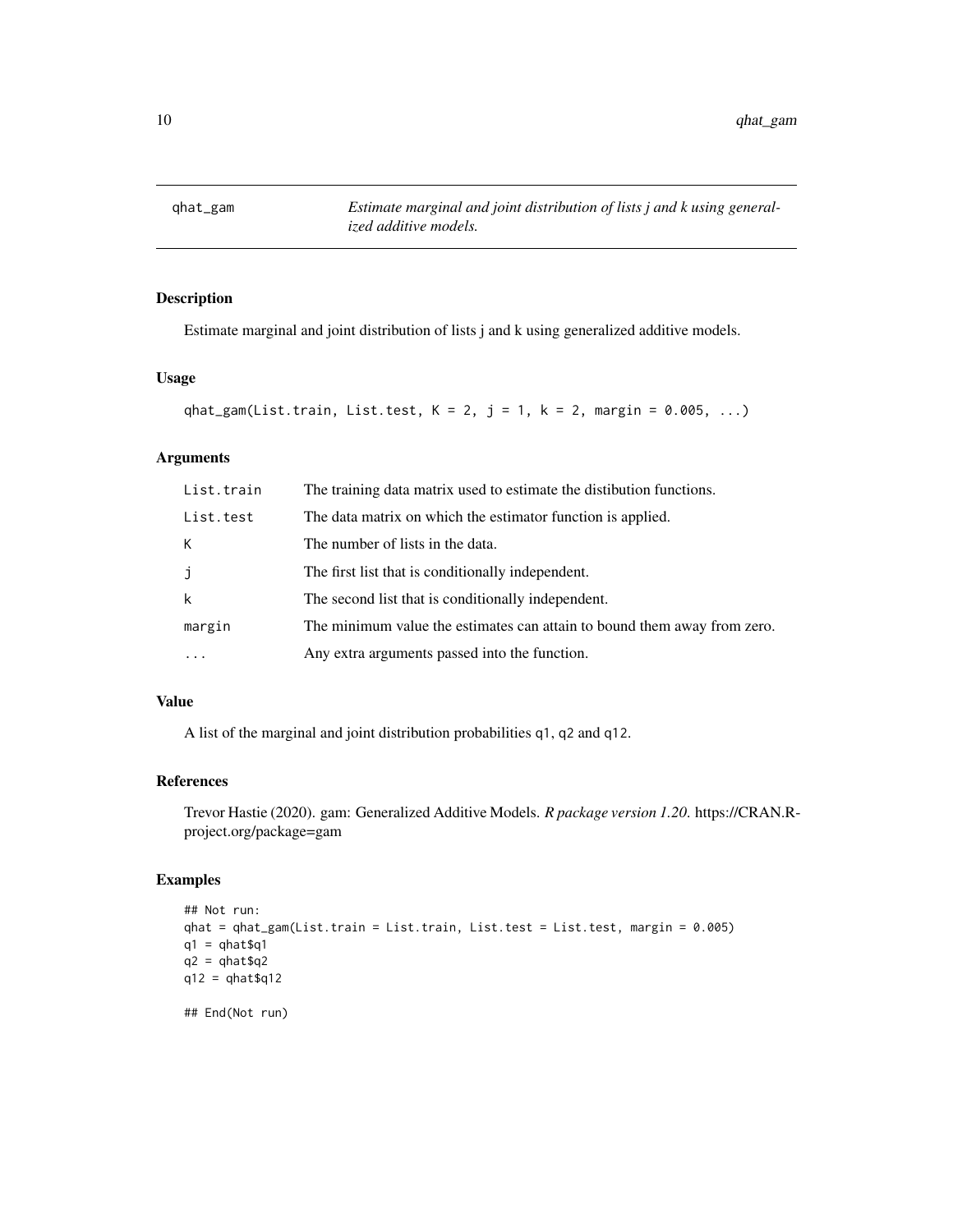# qhat_gam

*Estimate marginal and joint distribution of lists j and k using generalized additive models.*

## Description

Estimate marginal and joint distribution of lists j and k using generalized additive models.

## Usage

```
qhat_gam(List.train, List.test, K = 2, j = 1, k = 2, margin = 0.005, ...)
```

## Arguments

| | |
|---|---|
| List.train | The training data matrix used to estimate the distibution functions. |
| List.test | The data matrix on which the estimator function is applied. |
| K | The number of lists in the data. |
| j | The first list that is conditionally independent. |
| k | The second list that is conditionally independent. |
| margin | The minimum value the estimates can attain to bound them away from zero. |
| ... | Any extra arguments passed into the function. |

## Value

A list of the marginal and joint distribution probabilities q1, q2 and q12.

## References

Trevor Hastie (2020). gam: Generalized Additive Models. *R package version 1.20.* https://CRAN.R-project.org/package=gam

## Examples

```
## Not run:
qhat = qhat_gam(List.train = List.train, List.test = List.test, margin = 0.005)
q1 = qhat$q1
q2 = qhat$q2
q12 = qhat$q12

## End(Not run)
```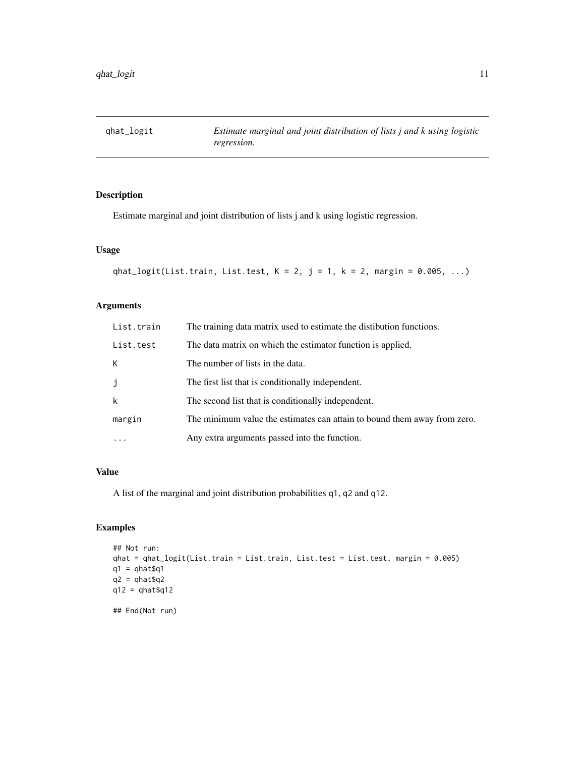# qhat_logit

*Estimate marginal and joint distribution of lists j and k using logistic regression.*

## Description

Estimate marginal and joint distribution of lists j and k using logistic regression.

## Usage

```
qhat_logit(List.train, List.test, K = 2, j = 1, k = 2, margin = 0.005, ...)
```

## Arguments

| | |
|---|---|
| List.train | The training data matrix used to estimate the distibution functions. |
| List.test | The data matrix on which the estimator function is applied. |
| K | The number of lists in the data. |
| j | The first list that is conditionally independent. |
| k | The second list that is conditionally independent. |
| margin | The minimum value the estimates can attain to bound them away from zero. |
| ... | Any extra arguments passed into the function. |

## Value

A list of the marginal and joint distribution probabilities q1, q2 and q12.

## Examples

```
## Not run:
qhat = qhat_logit(List.train = List.train, List.test = List.test, margin = 0.005)
q1 = qhat$q1
q2 = qhat$q2
q12 = qhat$q12

## End(Not run)
```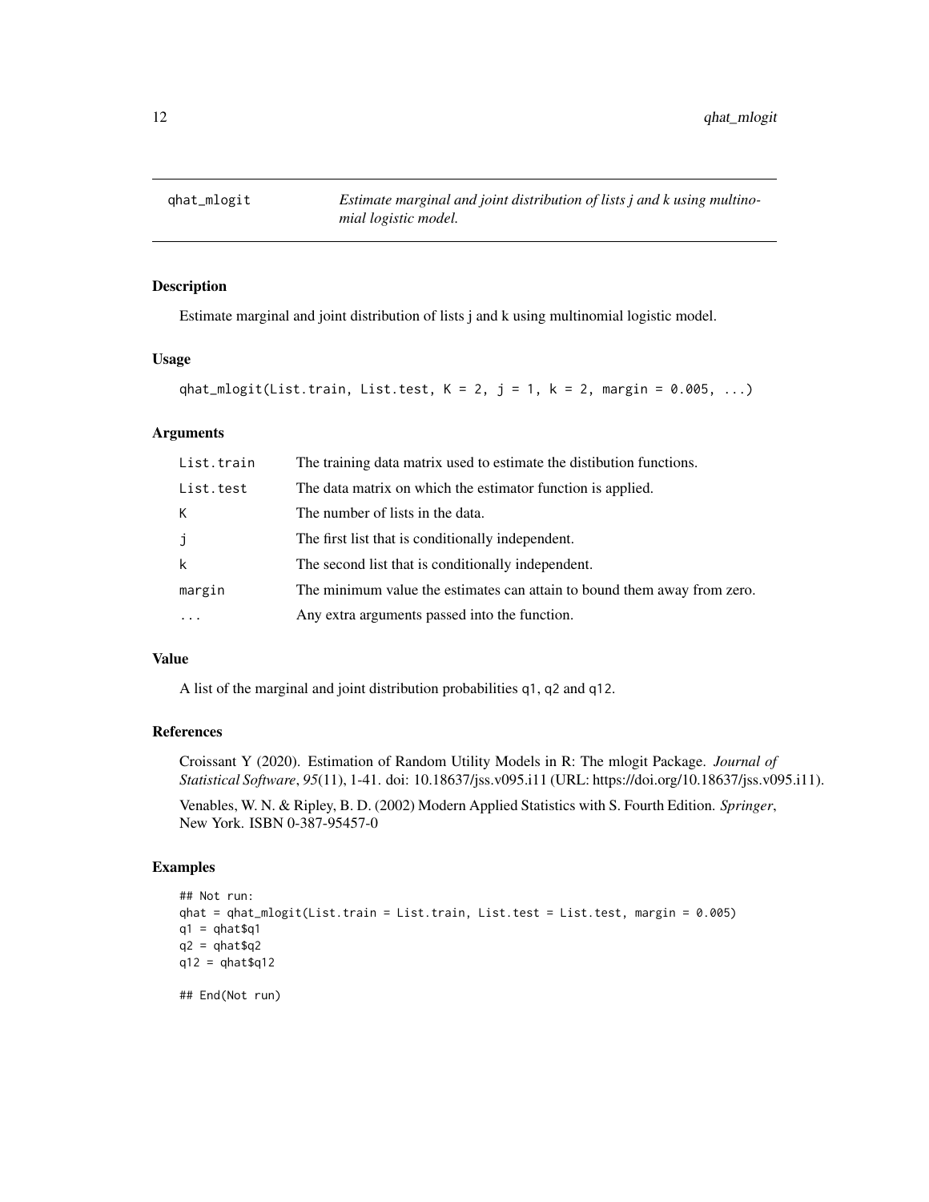# qhat_mlogit

*Estimate marginal and joint distribution of lists j and k using multinomial logistic model.*

## Description

Estimate marginal and joint distribution of lists j and k using multinomial logistic model.

## Usage

```
qhat_mlogit(List.train, List.test, K = 2, j = 1, k = 2, margin = 0.005, ...)
```

## Arguments

| | |
|---|---|
| List.train | The training data matrix used to estimate the distibution functions. |
| List.test | The data matrix on which the estimator function is applied. |
| K | The number of lists in the data. |
| j | The first list that is conditionally independent. |
| k | The second list that is conditionally independent. |
| margin | The minimum value the estimates can attain to bound them away from zero. |
| ... | Any extra arguments passed into the function. |

## Value

A list of the marginal and joint distribution probabilities q1, q2 and q12.

## References

Croissant Y (2020). Estimation of Random Utility Models in R: The mlogit Package. *Journal of Statistical Software*, *95*(11), 1-41. doi: 10.18637/jss.v095.i11 (URL: https://doi.org/10.18637/jss.v095.i11).

Venables, W. N. & Ripley, B. D. (2002) Modern Applied Statistics with S. Fourth Edition. *Springer*, New York. ISBN 0-387-95457-0

## Examples

```
## Not run:
qhat = qhat_mlogit(List.train = List.train, List.test = List.test, margin = 0.005)
q1 = qhat$q1
q2 = qhat$q2
q12 = qhat$q12

## End(Not run)
```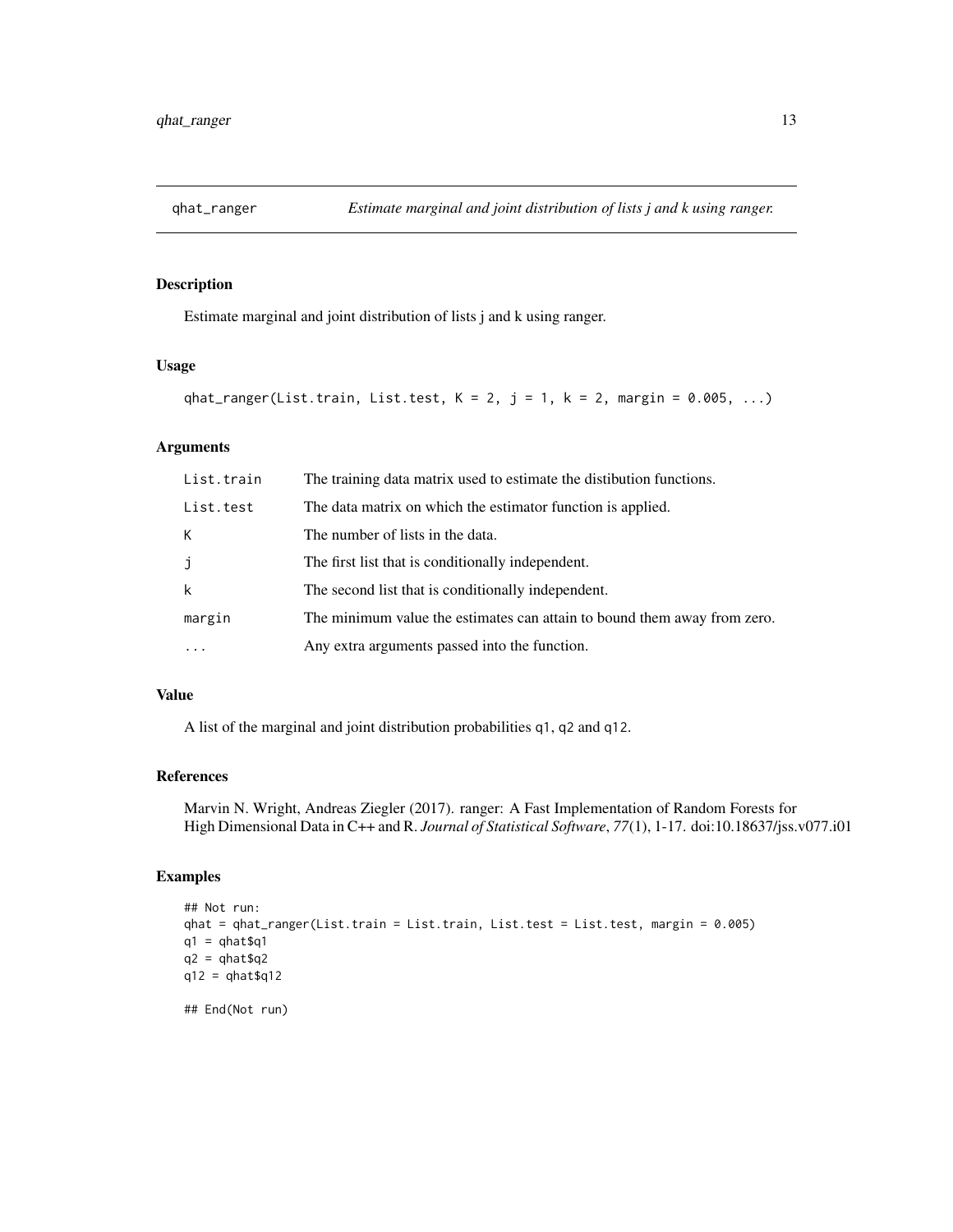## qhat_ranger — *Estimate marginal and joint distribution of lists j and k using ranger.*

### Description

Estimate marginal and joint distribution of lists j and k using ranger.

### Usage

```
qhat_ranger(List.train, List.test, K = 2, j = 1, k = 2, margin = 0.005, ...)
```

### Arguments

| | |
|---|---|
| `List.train` | The training data matrix used to estimate the distibution functions. |
| `List.test` | The data matrix on which the estimator function is applied. |
| `K` | The number of lists in the data. |
| `j` | The first list that is conditionally independent. |
| `k` | The second list that is conditionally independent. |
| `margin` | The minimum value the estimates can attain to bound them away from zero. |
| `...` | Any extra arguments passed into the function. |

### Value

A list of the marginal and joint distribution probabilities `q1`, `q2` and `q12`.

### References

Marvin N. Wright, Andreas Ziegler (2017). ranger: A Fast Implementation of Random Forests for High Dimensional Data in C++ and R. *Journal of Statistical Software*, *77*(1), 1-17. doi:10.18637/jss.v077.i01

### Examples

```
## Not run:
qhat = qhat_ranger(List.train = List.train, List.test = List.test, margin = 0.005)
q1 = qhat$q1
q2 = qhat$q2
q12 = qhat$q12

## End(Not run)
```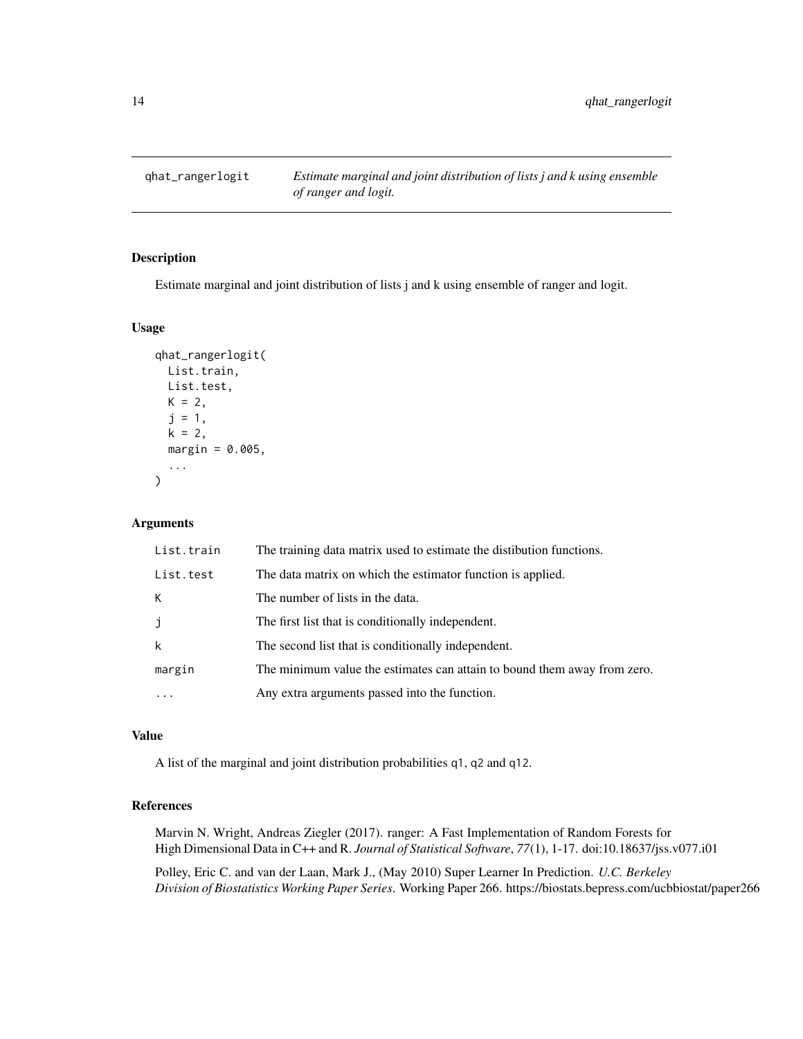## qhat_rangerlogit — *Estimate marginal and joint distribution of lists j and k using ensemble of ranger and logit.*

### Description

Estimate marginal and joint distribution of lists j and k using ensemble of ranger and logit.

### Usage

```
qhat_rangerlogit(
  List.train,
  List.test,
  K = 2,
  j = 1,
  k = 2,
  margin = 0.005,
  ...
)
```

### Arguments

| | |
|---|---|
| `List.train` | The training data matrix used to estimate the distibution functions. |
| `List.test` | The data matrix on which the estimator function is applied. |
| `K` | The number of lists in the data. |
| `j` | The first list that is conditionally independent. |
| `k` | The second list that is conditionally independent. |
| `margin` | The minimum value the estimates can attain to bound them away from zero. |
| `...` | Any extra arguments passed into the function. |

### Value

A list of the marginal and joint distribution probabilities `q1`, `q2` and `q12`.

### References

Marvin N. Wright, Andreas Ziegler (2017). ranger: A Fast Implementation of Random Forests for High Dimensional Data in C++ and R. *Journal of Statistical Software*, *77*(1), 1-17. doi:10.18637/jss.v077.i01

Polley, Eric C. and van der Laan, Mark J., (May 2010) Super Learner In Prediction. *U.C. Berkeley Division of Biostatistics Working Paper Series*. Working Paper 266. https://biostats.bepress.com/ucbbiostat/paper266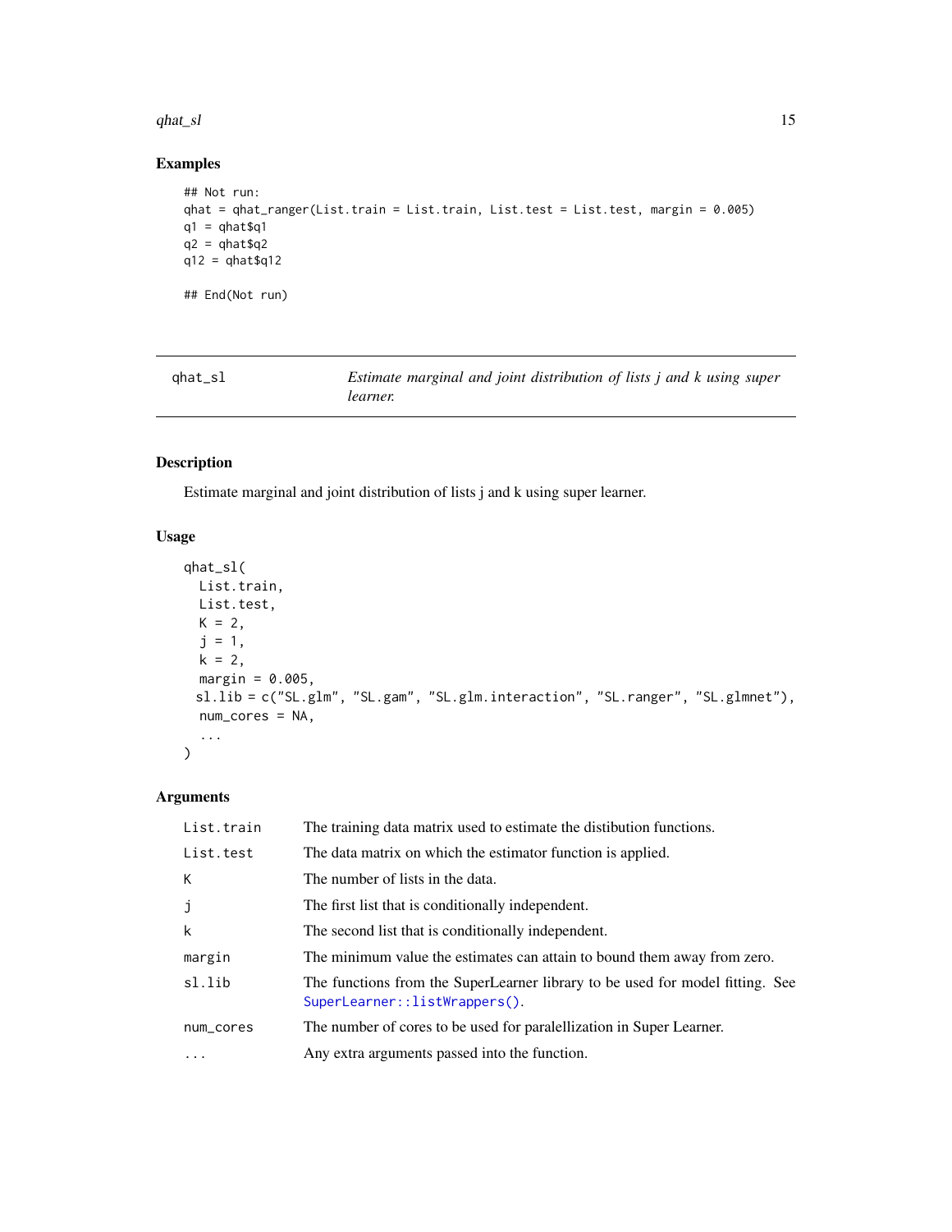## Examples

```
## Not run:
qhat = qhat_ranger(List.train = List.train, List.test = List.test, margin = 0.005)
q1 = qhat$q1
q2 = qhat$q2
q12 = qhat$q12

## End(Not run)
```

---

# qhat_sl — *Estimate marginal and joint distribution of lists j and k using super learner.*

---

## Description

Estimate marginal and joint distribution of lists j and k using super learner.

## Usage

```
qhat_sl(
  List.train,
  List.test,
  K = 2,
  j = 1,
  k = 2,
  margin = 0.005,
  sl.lib = c("SL.glm", "SL.gam", "SL.glm.interaction", "SL.ranger", "SL.glmnet"),
  num_cores = NA,
  ...
)
```

## Arguments

| | |
|---|---|
| `List.train` | The training data matrix used to estimate the distibution functions. |
| `List.test` | The data matrix on which the estimator function is applied. |
| `K` | The number of lists in the data. |
| `j` | The first list that is conditionally independent. |
| `k` | The second list that is conditionally independent. |
| `margin` | The minimum value the estimates can attain to bound them away from zero. |
| `sl.lib` | The functions from the SuperLearner library to be used for model fitting. See `SuperLearner::listWrappers()`. |
| `num_cores` | The number of cores to be used for paralellization in Super Learner. |
| `...` | Any extra arguments passed into the function. |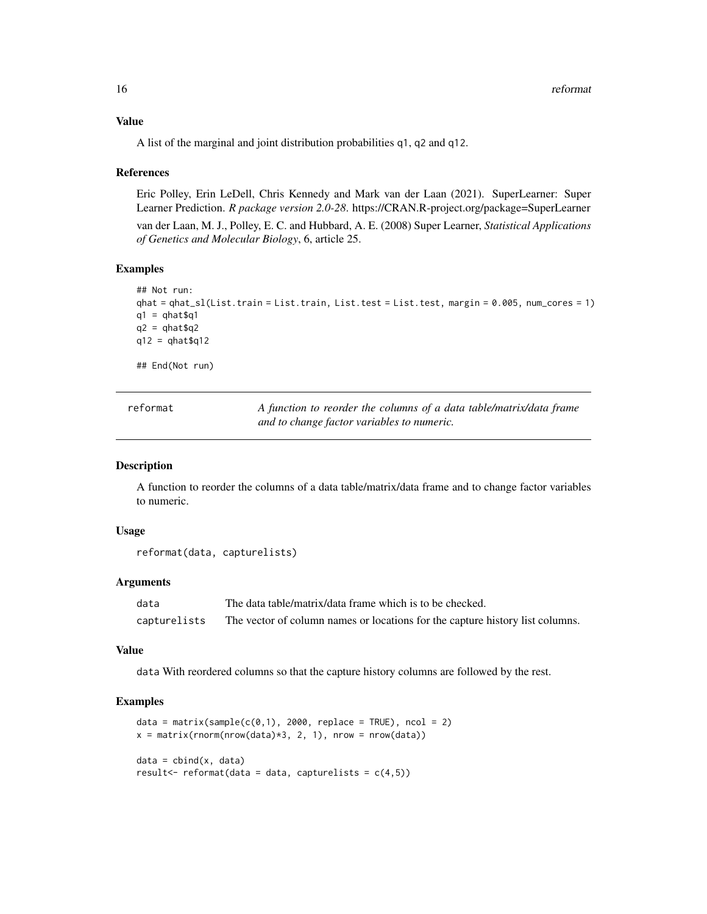### Value

A list of the marginal and joint distribution probabilities q1, q2 and q12.

### References

Eric Polley, Erin LeDell, Chris Kennedy and Mark van der Laan (2021). SuperLearner: Super Learner Prediction. *R package version 2.0-28*. https://CRAN.R-project.org/package=SuperLearner

van der Laan, M. J., Polley, E. C. and Hubbard, A. E. (2008) Super Learner, *Statistical Applications of Genetics and Molecular Biology*, 6, article 25.

### Examples

```
## Not run:
qhat = qhat_sl(List.train = List.train, List.test = List.test, margin = 0.005, num_cores = 1)
q1 = qhat$q1
q2 = qhat$q2
q12 = qhat$q12

## End(Not run)
```

---

## reformat — *A function to reorder the columns of a data table/matrix/data frame and to change factor variables to numeric.*

---

### Description

A function to reorder the columns of a data table/matrix/data frame and to change factor variables to numeric.

### Usage

```
reformat(data, capturelists)
```

### Arguments

| | |
|---|---|
| data | The data table/matrix/data frame which is to be checked. |
| capturelists | The vector of column names or locations for the capture history list columns. |

### Value

data With reordered columns so that the capture history columns are followed by the rest.

### Examples

```
data = matrix(sample(c(0,1), 2000, replace = TRUE), ncol = 2)
x = matrix(rnorm(nrow(data)*3, 2, 1), nrow = nrow(data))

data = cbind(x, data)
result<- reformat(data = data, capturelists = c(4,5))
```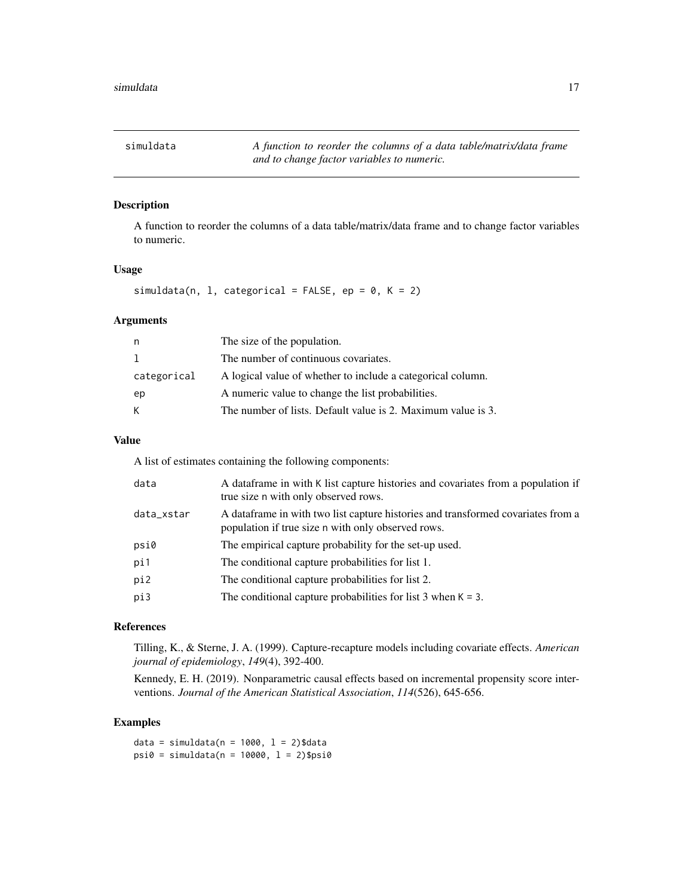# simuldata

*A function to reorder the columns of a data table/matrix/data frame and to change factor variables to numeric.*

## Description

A function to reorder the columns of a data table/matrix/data frame and to change factor variables to numeric.

## Usage

```
simuldata(n, l, categorical = FALSE, ep = 0, K = 2)
```

## Arguments

| | |
|---|---|
| n | The size of the population. |
| l | The number of continuous covariates. |
| categorical | A logical value of whether to include a categorical column. |
| ep | A numeric value to change the list probabilities. |
| K | The number of lists. Default value is 2. Maximum value is 3. |

## Value

A list of estimates containing the following components:

| | |
|---|---|
| data | A dataframe in with K list capture histories and covariates from a population if true size n with only observed rows. |
| data_xstar | A dataframe in with two list capture histories and transformed covariates from a population if true size n with only observed rows. |
| psi0 | The empirical capture probability for the set-up used. |
| pi1 | The conditional capture probabilities for list 1. |
| pi2 | The conditional capture probabilities for list 2. |
| pi3 | The conditional capture probabilities for list 3 when K = 3. |

## References

Tilling, K., & Sterne, J. A. (1999). Capture-recapture models including covariate effects. *American journal of epidemiology*, *149*(4), 392-400.

Kennedy, E. H. (2019). Nonparametric causal effects based on incremental propensity score interventions. *Journal of the American Statistical Association*, *114*(526), 645-656.

## Examples

```
data = simuldata(n = 1000, l = 2)$data
psi0 = simuldata(n = 10000, l = 2)$psi0
```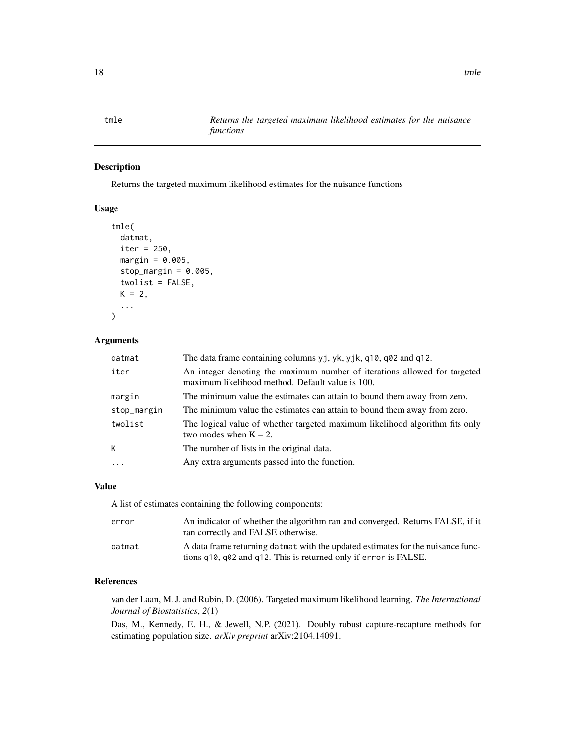## tmle — *Returns the targeted maximum likelihood estimates for the nuisance functions*

### Description

Returns the targeted maximum likelihood estimates for the nuisance functions

### Usage

```
tmle(
  datmat,
  iter = 250,
  margin = 0.005,
  stop_margin = 0.005,
  twolist = FALSE,
  K = 2,
  ...
)
```

### Arguments

| | |
|---|---|
| `datmat` | The data frame containing columns `yj`, `yk`, `yjk`, `q10`, `q02` and `q12`. |
| `iter` | An integer denoting the maximum number of iterations allowed for targeted maximum likelihood method. Default value is 100. |
| `margin` | The minimum value the estimates can attain to bound them away from zero. |
| `stop_margin` | The minimum value the estimates can attain to bound them away from zero. |
| `twolist` | The logical value of whether targeted maximum likelihood algorithm fits only two modes when K = 2. |
| `K` | The number of lists in the original data. |
| `...` | Any extra arguments passed into the function. |

### Value

A list of estimates containing the following components:

| | |
|---|---|
| `error` | An indicator of whether the algorithm ran and converged. Returns FALSE, if it ran correctly and FALSE otherwise. |
| `datmat` | A data frame returning `datmat` with the updated estimates for the nuisance functions `q10`, `q02` and `q12`. This is returned only if `error` is FALSE. |

### References

van der Laan, M. J. and Rubin, D. (2006). Targeted maximum likelihood learning. *The International Journal of Biostatistics*, *2*(1)

Das, M., Kennedy, E. H., & Jewell, N.P. (2021). Doubly robust capture-recapture methods for estimating population size. *arXiv preprint* arXiv:2104.14091.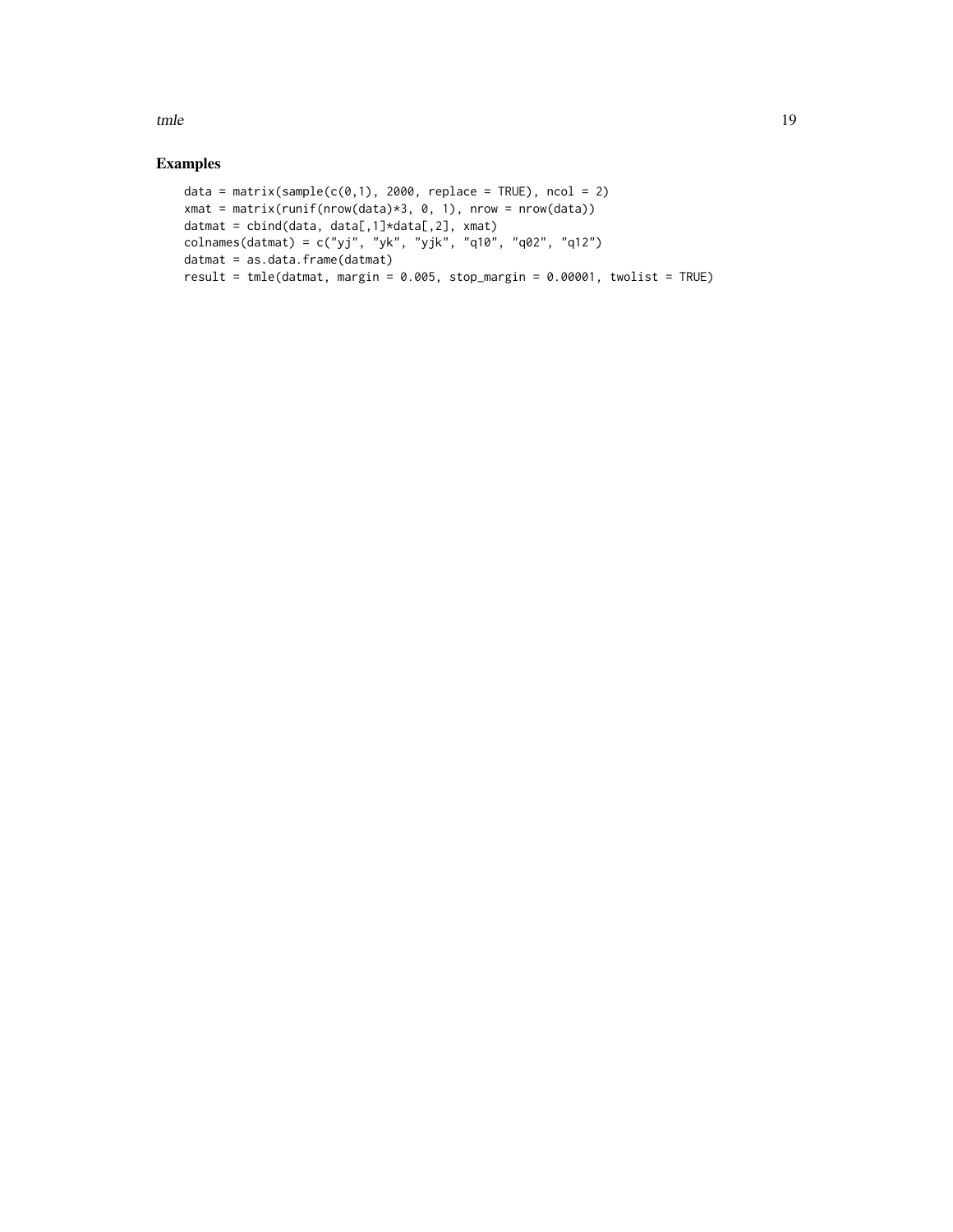## Examples

```
data = matrix(sample(c(0,1), 2000, replace = TRUE), ncol = 2)
xmat = matrix(runif(nrow(data)*3, 0, 1), nrow = nrow(data))
datmat = cbind(data, data[,1]*data[,2], xmat)
colnames(datmat) = c("yj", "yk", "yjk", "q10", "q02", "q12")
datmat = as.data.frame(datmat)
result = tmle(datmat, margin = 0.005, stop_margin = 0.00001, twolist = TRUE)
```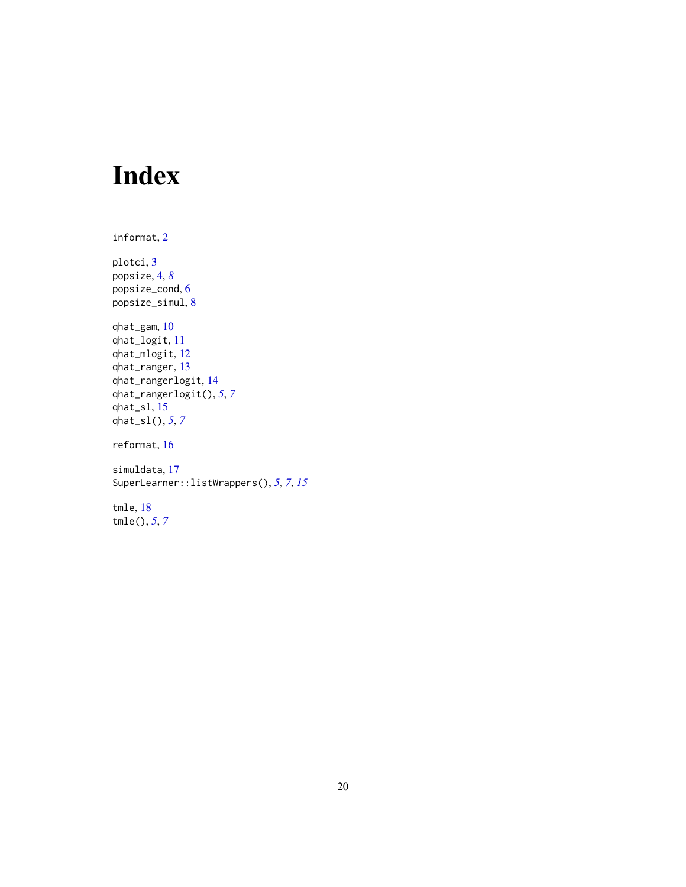# Index

informat, 2

plotci, 3
popsize, 4, *8*
popsize_cond, 6
popsize_simul, 8

qhat_gam, 10
qhat_logit, 11
qhat_mlogit, 12
qhat_ranger, 13
qhat_rangerlogit, 14
qhat_rangerlogit(), *5*, *7*
qhat_sl, 15
qhat_sl(), *5*, *7*

reformat, 16

simuldata, 17
SuperLearner::listWrappers(), *5*, *7*, *15*

tmle, 18
tmle(), *5*, *7*